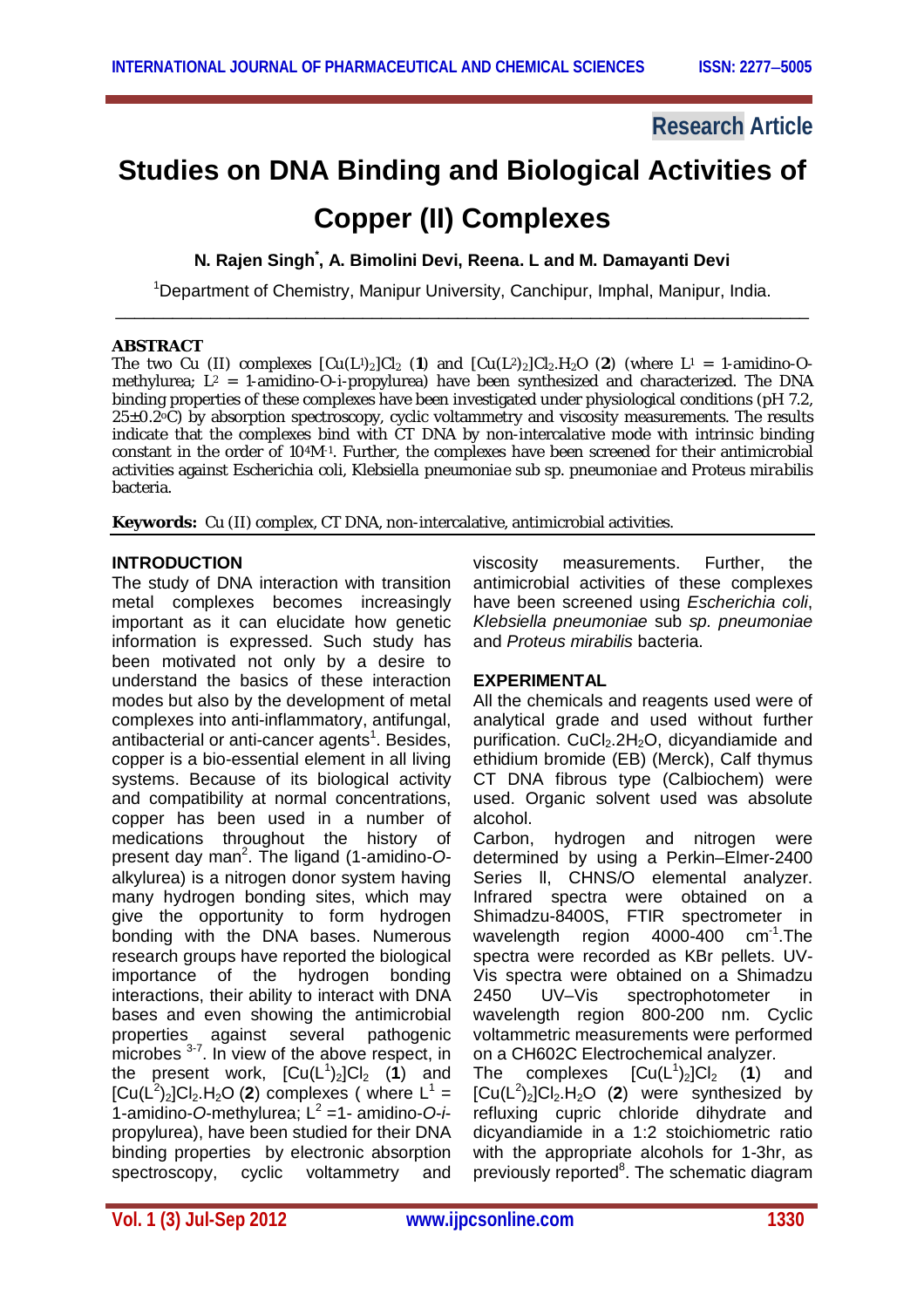Research Article

# Studies on DNA Binding and Biological Activities of Copper (II) Complexes

**N. Rajen Singh*, A. Bimolini Devi, Reena. L and M. Damayanti Devi**

[1]Department of Chemistry, Manipur University, Canchipur, Imphal, Manipur, India.

## ABSTRACT

The two Cu (II) complexes $[Cu(L^1)_2]Cl_2$ (**1**) and $[Cu(L^2)_2]Cl_2.H_2O$ (**2**) (where $L^1$ = 1-amidino-O-methylurea; $L^2$ = 1-amidino-O-i-propylurea) have been synthesized and characterized. The DNA binding properties of these complexes have been investigated under physiological conditions (pH 7.2, 25±0.2°C) by absorption spectroscopy, cyclic voltammetry and viscosity measurements. The results indicate that the complexes bind with CT DNA by non-intercalative mode with intrinsic binding constant in the order of $10^4 M^{-1}$. Further, the complexes have been screened for their antimicrobial activities against Escherichia coli, Klebsiella pneumoniae sub sp. pneumoniae and Proteus mirabilis bacteria.

**Keywords:** Cu (II) complex, CT DNA, non-intercalative, antimicrobial activities.

## INTRODUCTION

The study of DNA interaction with transition metal complexes becomes increasingly important as it can elucidate how genetic information is expressed. Such study has been motivated not only by a desire to understand the basics of these interaction modes but also by the development of metal complexes into anti-inflammatory, antifungal, antibacterial or anti-cancer agents[1]. Besides, copper is a bio-essential element in all living systems. Because of its biological activity and compatibility at normal concentrations, copper has been used in a number of medications throughout the history of present day man[2]. The ligand (1-amidino-*O*-alkylurea) is a nitrogen donor system having many hydrogen bonding sites, which may give the opportunity to form hydrogen bonding with the DNA bases. Numerous research groups have reported the biological importance of the hydrogen bonding interactions, their ability to interact with DNA bases and even showing the antimicrobial properties against several pathogenic microbes [3-7]. In view of the above respect, in the present work, $[Cu(L^1)_2]Cl_2$ (**1**) and $[Cu(L^2)_2]Cl_2.H_2O$ (**2**) complexes ( where $L^1$ = 1-amidino-*O*-methylurea; $L^2$ =1- amidino-*O*-*i*-propylurea), have been studied for their DNA binding properties by electronic absorption spectroscopy, cyclic voltammetry and viscosity measurements. Further, the antimicrobial activities of these complexes have been screened using *Escherichia coli*, *Klebsiella pneumoniae* sub *sp. pneumoniae* and *Proteus mirabilis* bacteria.

## EXPERIMENTAL

All the chemicals and reagents used were of analytical grade and used without further purification. $CuCl_2.2H_2O$, dicyandiamide and ethidium bromide (EB) (Merck), Calf thymus CT DNA fibrous type (Calbiochem) were used. Organic solvent used was absolute alcohol.

Carbon, hydrogen and nitrogen were determined by using a Perkin–Elmer-2400 Series ll, CHNS/O elemental analyzer. Infrared spectra were obtained on a Shimadzu-8400S, FTIR spectrometer in wavelength region 4000-400 $cm^{-1}$.The spectra were recorded as KBr pellets. UV-Vis spectra were obtained on a Shimadzu 2450 UV–Vis spectrophotometer in wavelength region 800-200 nm. Cyclic voltammetric measurements were performed on a CH602C Electrochemical analyzer.

The complexes $[Cu(L^1)_2]Cl_2$ (**1**) and $[Cu(L^2)_2]Cl_2.H_2O$ (**2**) were synthesized by refluxing cupric chloride dihydrate and dicyandiamide in a 1:2 stoichiometric ratio with the appropriate alcohols for 1-3hr, as previously reported[8]. The schematic diagram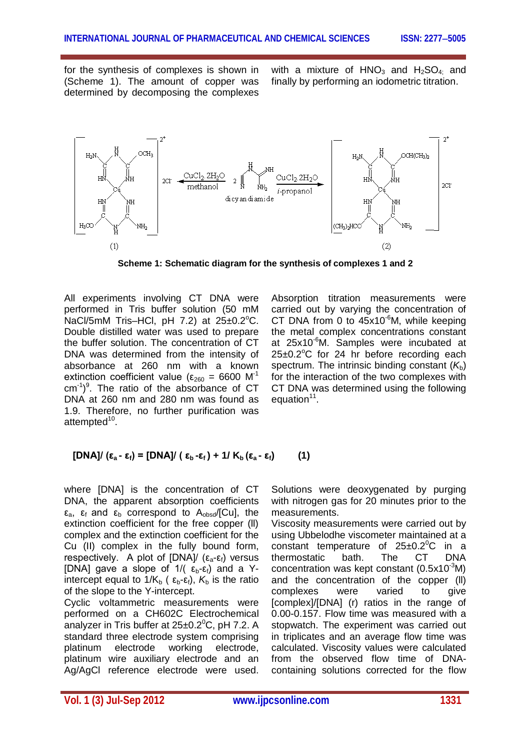for the synthesis of complexes is shown in (Scheme 1). The amount of copper was determined by decomposing the complexes with a mixture of $HNO_3$ and $H_2SO_4$; and finally by performing an iodometric titration.

**Scheme 1: Schematic diagram for the synthesis of complexes 1 and 2**

All experiments involving CT DNA were performed in Tris buffer solution (50 mM NaCl/5mM Tris–HCl, pH 7.2) at 25±0.2°C. Double distilled water was used to prepare the buffer solution. The concentration of CT DNA was determined from the intensity of absorbance at 260 nm with a known extinction coefficient value ($\varepsilon_{260}$ = 6600 $M^{-1}$ $cm^{-1}$)[9]. The ratio of the absorbance of CT DNA at 260 nm and 280 nm was found as 1.9. Therefore, no further purification was attempted[10].

Absorption titration measurements were carried out by varying the concentration of CT DNA from 0 to $45 \times 10^{-6}$M, while keeping the metal complex concentrations constant at $25 \times 10^{-6}$M. Samples were incubated at 25±0.2°C for 24 hr before recording each spectrum. The intrinsic binding constant ($K_b$) for the interaction of the two complexes with CT DNA was determined using the following equation[11].

$$[DNA]/(\varepsilon_a - \varepsilon_f) = [DNA]/(\varepsilon_b - \varepsilon_f) + 1/K_b(\varepsilon_a - \varepsilon_f) \qquad (1)$$

where [DNA] is the concentration of CT DNA, the apparent absorption coefficients $\varepsilon_a$, $\varepsilon_f$ and $\varepsilon_b$ correspond to $A_{obsd}$/[Cu], the extinction coefficient for the free copper (II) complex and the extinction coefficient for the Cu (II) complex in the fully bound form, respectively. A plot of [DNA]/ ($\varepsilon_a$-$\varepsilon_f$) versus [DNA] gave a slope of $1/(\varepsilon_b-\varepsilon_f)$ and a Y-intercept equal to $1/K_b(\varepsilon_b-\varepsilon_f)$, $K_b$ is the ratio of the slope to the Y-intercept.

Cyclic voltammetric measurements were performed on a CH602C Electrochemical analyzer in Tris buffer at 25±0.2°C, pH 7.2. A standard three electrode system comprising platinum electrode working electrode, platinum wire auxiliary electrode and an Ag/AgCl reference electrode were used. Solutions were deoxygenated by purging with nitrogen gas for 20 minutes prior to the measurements.

Viscosity measurements were carried out by using Ubbelodhe viscometer maintained at a constant temperature of 25±0.2°C in a thermostatic bath. The CT DNA concentration was kept constant ($0.5 \times 10^{-3}$M) and the concentration of the copper (II) complexes were varied to give [complex]/[DNA] (r) ratios in the range of 0.00-0.157. Flow time was measured with a stopwatch. The experiment was carried out in triplicates and an average flow time was calculated. Viscosity values were calculated from the observed flow time of DNA-containing solutions corrected for the flow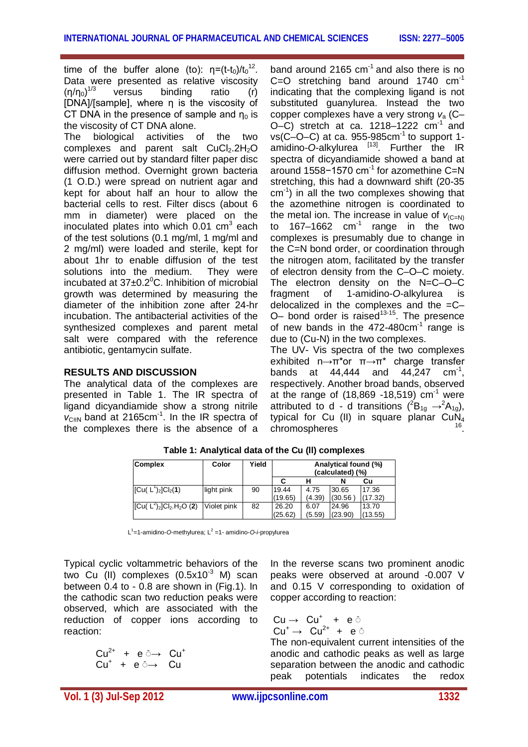time of the buffer alone (to): $\eta=(t-t_0)/t_0$[12]. Data were presented as relative viscosity $(\eta/\eta_0)^{1/3}$ versus binding ratio (r) [DNA]/[sample], where η is the viscosity of CT DNA in the presence of sample and $\eta_0$ is the viscosity of CT DNA alone.

The biological activities of the two complexes and parent salt $CuCl_2.2H_2O$ were carried out by standard filter paper disc diffusion method. Overnight grown bacteria (1 O.D.) were spread on nutrient agar and kept for about half an hour to allow the bacterial cells to rest. Filter discs (about 6 mm in diameter) were placed on the inoculated plates into which 0.01 $cm^3$ each of the test solutions (0.1 mg/ml, 1 mg/ml and 2 mg/ml) were loaded and sterile, kept for about 1hr to enable diffusion of the test solutions into the medium. They were incubated at 37±0.2$^0$C. Inhibition of microbial growth was determined by measuring the diameter of the inhibition zone after 24-hr incubation. The antibacterial activities of the synthesized complexes and parent metal salt were compared with the reference antibiotic, gentamycin sulfate.

## RESULTS AND DISCUSSION

The analytical data of the complexes are presented in Table 1. The IR spectra of ligand dicyandiamide show a strong nitrile $\nu_{C\equiv N}$ band at 2165cm$^{-1}$. In the IR spectra of the complexes there is the absence of a band around 2165 cm$^{-1}$ and also there is no C=O stretching band around 1740 cm$^{-1}$ indicating that the complexing ligand is not substituted guanylurea. Instead the two copper complexes have a very strong $\nu_a$ (C–O–C) stretch at ca. 1218–1222 cm$^{-1}$ and νs(C–O–C) at ca. 955-985cm$^{-1}$ to support 1-amidino-*O*-alkylurea [13]. Further the IR spectra of dicyandiamide showed a band at around 1558−1570 cm$^{-1}$ for azomethine C=N stretching, this had a downward shift (20-35 cm$^{-1}$) in all the two complexes showing that the azomethine nitrogen is coordinated to the metal ion. The increase in value of $\nu_{(C=N)}$ to 167–1662 cm$^{-1}$ range in the two complexes is presumably due to change in the C=N bond order, or coordination through the nitrogen atom, facilitated by the transfer of electron density from the C–O–C moiety. The electron density on the N=C–O–C fragment of 1-amidino-*O*-alkylurea is delocalized in the complexes and the =C–O– bond order is raised[13-15]. The presence of new bands in the 472-480cm$^{-1}$ range is due to (Cu-N) in the two complexes.

The UV- Vis spectra of the two complexes exhibited n→π*or π→π* charge transfer bands at 44,444 and 44,247 cm$^{-1}$, respectively. Another broad bands, observed at the range of (18,869 -18,519) cm$^{-1}$ were attributed to d - d transitions ($^2B_{1g} \rightarrow ^2A_{1g}$), typical for Cu (II) in square planar $CuN_4$ chromospheres [16].

**Table 1: Analytical data of the Cu (II) complexes**

| Complex | Color | Yield | Analytical found (%) (calculated) (%) | | | |
|---|---|---|---|---|---|---|
| | | | C | H | N | Cu |
| $[Cu(L^1)_2]Cl_2$(**1**) | light pink | 90 | 19.44 (19.65) | 4.75 (4.39) | 30.65 (30.56) | 17.36 (17.32) |
| $[Cu(L^2)_2]Cl_2.H_2O$ (**2**) | Violet pink | 82 | 26.20 (25.62) | 6.07 (5.59) | 24.96 (23.90) | 13.70 (13.55) |

$L^1$=1-amidino-*O*-methylurea; $L^2$ =1- amidino-*O*-*i*-propylurea

Typical cyclic voltammetric behaviors of the two Cu (II) complexes (0.5x10$^{-3}$ M) scan between 0.4 to - 0.8 are shown in (Fig.1). In the cathodic scan two reduction peaks were observed, which are associated with the reduction of copper ions according to reaction:

$$Cu^{2+} + e^- \rightarrow Cu^+$$
$$Cu^+ + e^- \rightarrow Cu$$

In the reverse scans two prominent anodic peaks were observed at around -0.007 V and 0.15 V corresponding to oxidation of copper according to reaction:

$$Cu \rightarrow Cu^+ + e^-$$
$$Cu^+ \rightarrow Cu^{2+} + e^-$$

The non-equivalent current intensities of the anodic and cathodic peaks as well as large separation between the anodic and cathodic peak potentials indicates the redox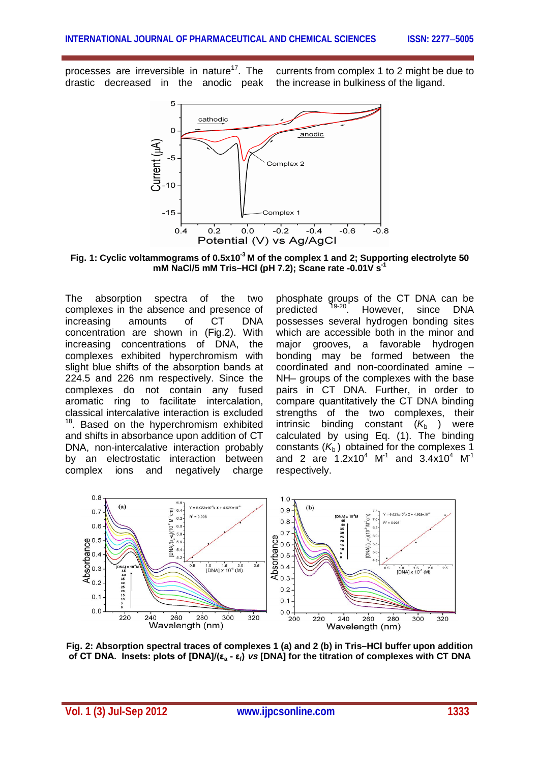processes are irreversible in nature[17]. The drastic decreased in the anodic peak currents from complex 1 to 2 might be due to the increase in bulkiness of the ligand.

Fig. 1: Cyclic voltammograms of $0.5\times10^{-3}$ M of the complex 1 and 2; Supporting electrolyte 50 mM NaCl/5 mM Tris–HCl (pH 7.2); Scane rate -0.01V $s^{-1}$

The absorption spectra of the two complexes in the absence and presence of increasing amounts of CT DNA concentration are shown in (Fig.2). With increasing concentrations of DNA, the complexes exhibited hyperchromism with slight blue shifts of the absorption bands at 224.5 and 226 nm respectively. Since the complexes do not contain any fused aromatic ring to facilitate intercalation, classical intercalative interaction is excluded [18]. Based on the hyperchromism exhibited and shifts in absorbance upon addition of CT DNA, non-intercalative interaction probably by an electrostatic interaction between complex ions and negatively charge phosphate groups of the CT DNA can be predicted [19-20]. However, since DNA possesses several hydrogen bonding sites which are accessible both in the minor and major grooves, a favorable hydrogen bonding may be formed between the coordinated and non-coordinated amine –NH– groups of the complexes with the base pairs in CT DNA. Further, in order to compare quantitatively the CT DNA binding strengths of the two complexes, their intrinsic binding constant ($K_b$) were calculated by using Eq. (1). The binding constants ($K_b$) obtained for the complexes 1 and 2 are $1.2\times10^4$ $M^{-1}$ and $3.4\times10^4$ $M^{-1}$ respectively.

Fig. 2: Absorption spectral traces of complexes 1 (a) and 2 (b) in Tris–HCl buffer upon addition of CT DNA. Insets: plots of [DNA]/($\varepsilon_a$ - $\varepsilon_f$) *vs* [DNA] for the titration of complexes with CT DNA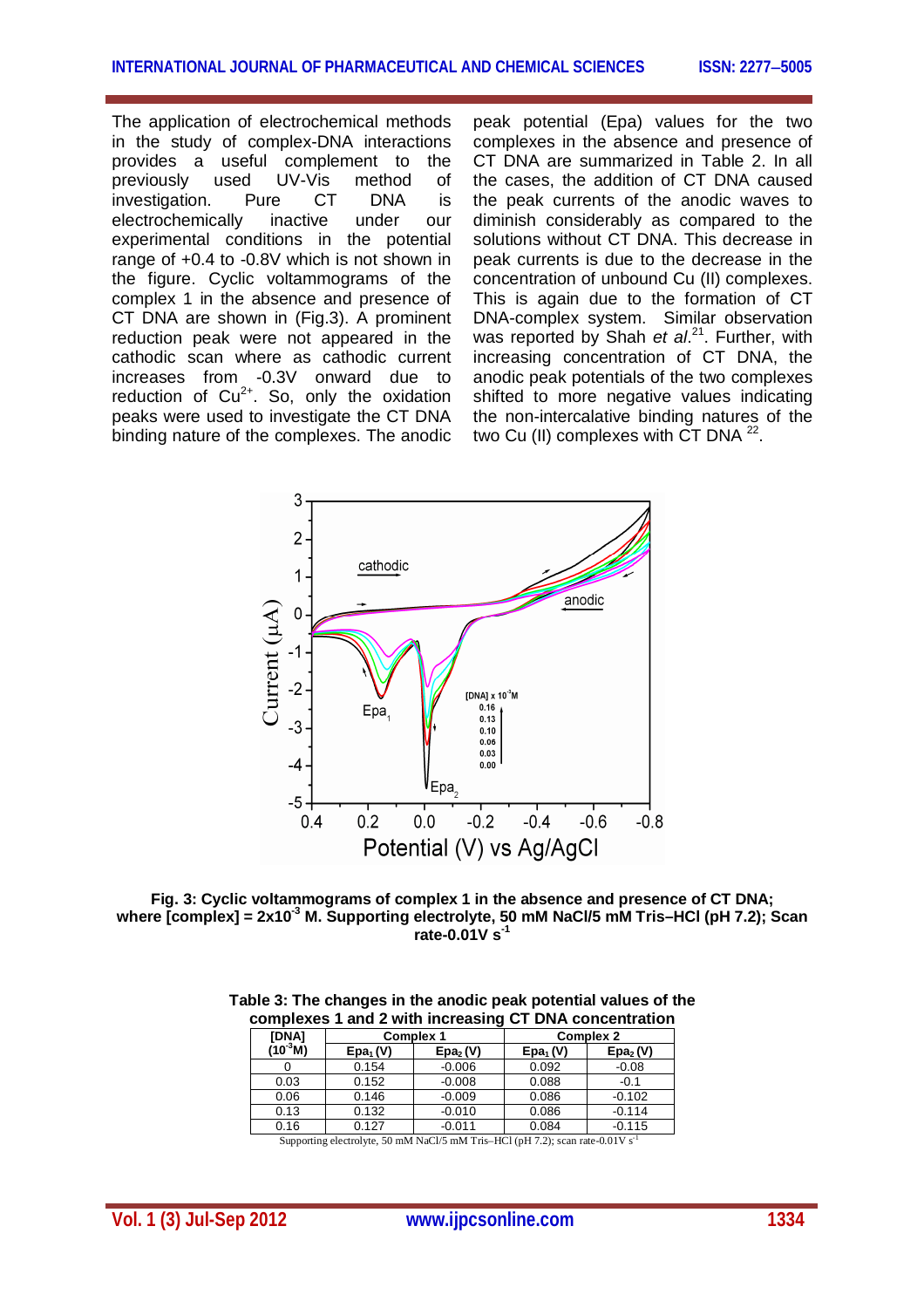The application of electrochemical methods in the study of complex-DNA interactions provides a useful complement to the previously used UV-Vis method of investigation. Pure CT DNA is electrochemically inactive under our experimental conditions in the potential range of +0.4 to -0.8V which is not shown in the figure. Cyclic voltammograms of the complex 1 in the absence and presence of CT DNA are shown in (Fig.3). A prominent reduction peak were not appeared in the cathodic scan where as cathodic current increases from -0.3V onward due to reduction of $Cu^{2+}$. So, only the oxidation peaks were used to investigate the CT DNA binding nature of the complexes. The anodic peak potential (Epa) values for the two complexes in the absence and presence of CT DNA are summarized in Table 2. In all the cases, the addition of CT DNA caused the peak currents of the anodic waves to diminish considerably as compared to the solutions without CT DNA. This decrease in peak currents is due to the decrease in the concentration of unbound Cu (II) complexes. This is again due to the formation of CT DNA-complex system. Similar observation was reported by Shah *et al.*[21]. Further, with increasing concentration of CT DNA, the anodic peak potentials of the two complexes shifted to more negative values indicating the non-intercalative binding natures of the two Cu (II) complexes with CT DNA [22].

**Fig. 3: Cyclic voltammograms of complex 1 in the absence and presence of CT DNA; where [complex] = $2\times10^{-3}$ M. Supporting electrolyte, 50 mM NaCl/5 mM Tris–HCl (pH 7.2); Scan rate-0.01V $s^{-1}$**

**Table 3: The changes in the anodic peak potential values of the complexes 1 and 2 with increasing CT DNA concentration**

| [DNA] ($10^{-3}$M) | Complex 1 | | Complex 2 | |
|---|---|---|---|---|
| | $Epa_1$ (V) | $Epa_2$ (V) | $Epa_1$ (V) | $Epa_2$ (V) |
| 0 | 0.154 | -0.006 | 0.092 | -0.08 |
| 0.03 | 0.152 | -0.008 | 0.088 | -0.1 |
| 0.06 | 0.146 | -0.009 | 0.086 | -0.102 |
| 0.13 | 0.132 | -0.010 | 0.086 | -0.114 |
| 0.16 | 0.127 | -0.011 | 0.084 | -0.115 |

Supporting electrolyte, 50 mM NaCl/5 mM Tris–HCl (pH 7.2); scan rate-0.01V $s^{-1}$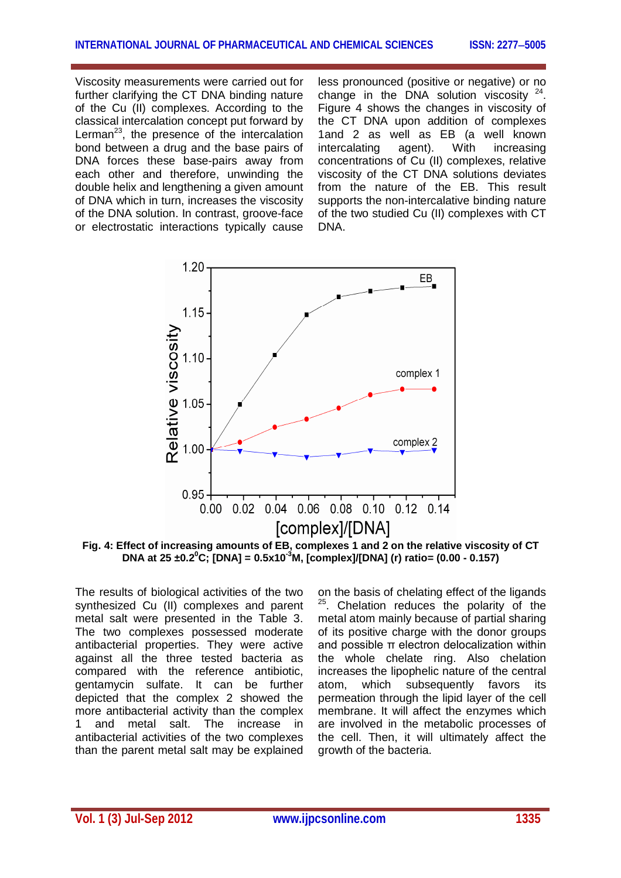Viscosity measurements were carried out for further clarifying the CT DNA binding nature of the Cu (II) complexes. According to the classical intercalation concept put forward by Lerman[23], the presence of the intercalation bond between a drug and the base pairs of DNA forces these base-pairs away from each other and therefore, unwinding the double helix and lengthening a given amount of DNA which in turn, increases the viscosity of the DNA solution. In contrast, groove-face or electrostatic interactions typically cause less pronounced (positive or negative) or no change in the DNA solution viscosity [24]. Figure 4 shows the changes in viscosity of the CT DNA upon addition of complexes 1and 2 as well as EB (a well known intercalating agent). With increasing concentrations of Cu (II) complexes, relative viscosity of the CT DNA solutions deviates from the nature of the EB. This result supports the non-intercalative binding nature of the two studied Cu (II) complexes with CT DNA.

**Fig. 4: Effect of increasing amounts of EB, complexes 1 and 2 on the relative viscosity of CT DNA at 25 ±0.2$^0$C; [DNA] = 0.5x10$^{-3}$M, [complex]/[DNA] (r) ratio= (0.00 - 0.157)**

The results of biological activities of the two synthesized Cu (II) complexes and parent metal salt were presented in the Table 3. The two complexes possessed moderate antibacterial properties. They were active against all the three tested bacteria as compared with the reference antibiotic, gentamycin sulfate. It can be further depicted that the complex 2 showed the more antibacterial activity than the complex 1 and metal salt. The increase in antibacterial activities of the two complexes than the parent metal salt may be explained on the basis of chelating effect of the ligands [25]. Chelation reduces the polarity of the metal atom mainly because of partial sharing of its positive charge with the donor groups and possible π electron delocalization within the whole chelate ring. Also chelation increases the lipophelic nature of the central atom, which subsequently favors its permeation through the lipid layer of the cell membrane. It will affect the enzymes which are involved in the metabolic processes of the cell. Then, it will ultimately affect the growth of the bacteria.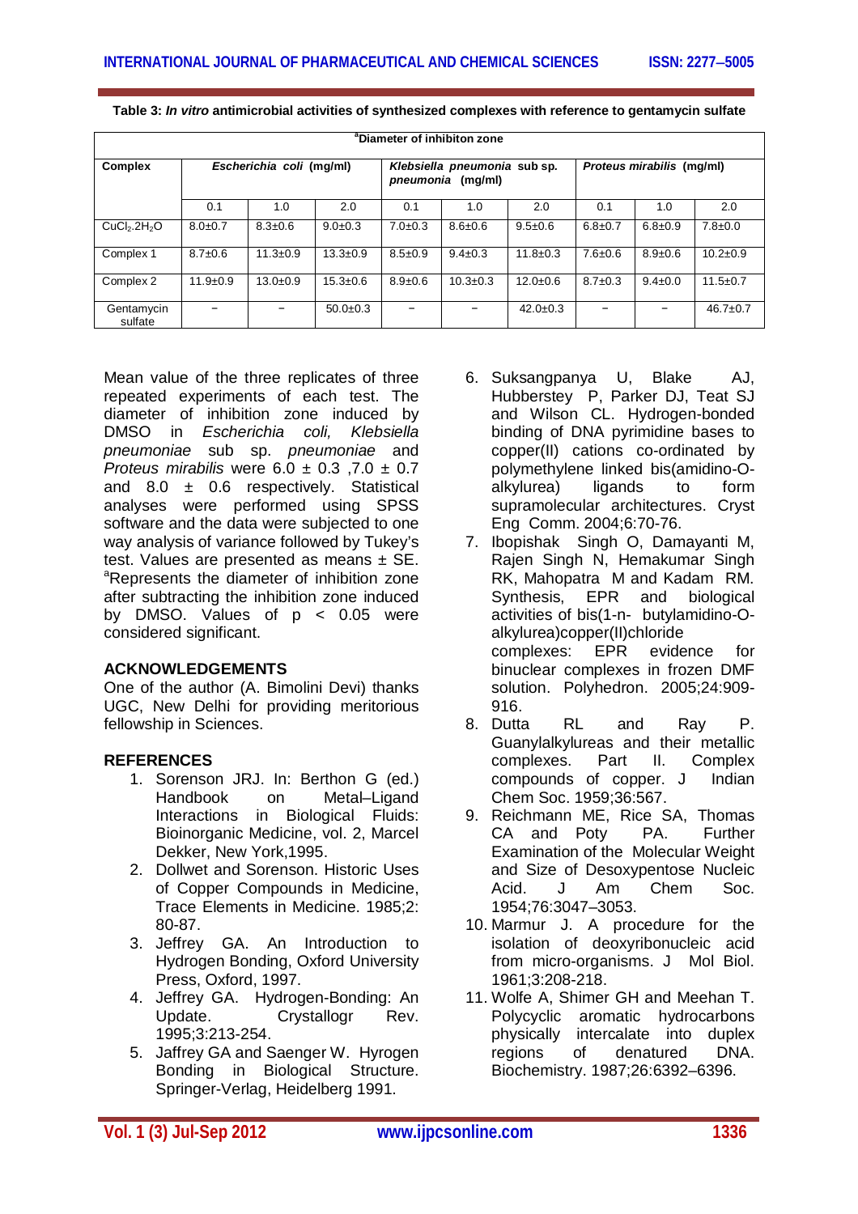**Table 3:** ***In vitro*** **antimicrobial activities of synthesized complexes with reference to gentamycin sulfate**

| Complex | [a]Diameter of inhibiton zone | | | | | | | | |
|---|---|---|---|---|---|---|---|---|---|
| | *Escherichia coli* (mg/ml) | | | *Klebsiella pneumonia* sub sp. *pneumonia* (mg/ml) | | | *Proteus mirabilis* (mg/ml) | | |
| | 0.1 | 1.0 | 2.0 | 0.1 | 1.0 | 2.0 | 0.1 | 1.0 | 2.0 |
| $CuCl_2.2H_2O$ | 8.0±0.7 | 8.3±0.6 | 9.0±0.3 | 7.0±0.3 | 8.6±0.6 | 9.5±0.6 | 6.8±0.7 | 6.8±0.9 | 7.8±0.0 |
| Complex 1 | 8.7±0.6 | 11.3±0.9 | 13.3±0.9 | 8.5±0.9 | 9.4±0.3 | 11.8±0.3 | 7.6±0.6 | 8.9±0.6 | 10.2±0.9 |
| Complex 2 | 11.9±0.9 | 13.0±0.9 | 15.3±0.6 | 8.9±0.6 | 10.3±0.3 | 12.0±0.6 | 8.7±0.3 | 9.4±0.0 | 11.5±0.7 |
| Gentamycin sulfate | − | − | 50.0±0.3 | − | − | 42.0±0.3 | − | − | 46.7±0.7 |

Mean value of the three replicates of three repeated experiments of each test. The diameter of inhibition zone induced by DMSO in *Escherichia coli, Klebsiella pneumoniae* sub sp. *pneumoniae* and *Proteus mirabilis* were 6.0 ± 0.3 ,7.0 ± 0.7 and 8.0 ± 0.6 respectively. Statistical analyses were performed using SPSS software and the data were subjected to one way analysis of variance followed by Tukey's test. Values are presented as means ± SE. [a]Represents the diameter of inhibition zone after subtracting the inhibition zone induced by DMSO. Values of $p < 0.05$ were considered significant.

## ACKNOWLEDGEMENTS

One of the author (A. Bimolini Devi) thanks UGC, New Delhi for providing meritorious fellowship in Sciences.

## REFERENCES

1. Sorenson JRJ. In: Berthon G (ed.) Handbook on Metal–Ligand Interactions in Biological Fluids: Bioinorganic Medicine, vol. 2, Marcel Dekker, New York,1995.
2. Dollwet and Sorenson. Historic Uses of Copper Compounds in Medicine, Trace Elements in Medicine. 1985;2: 80-87.
3. Jeffrey GA. An Introduction to Hydrogen Bonding, Oxford University Press, Oxford, 1997.
4. Jeffrey GA. Hydrogen-Bonding: An Update. Crystallogr Rev. 1995;3:213-254.
5. Jaffrey GA and Saenger W. Hyrogen Bonding in Biological Structure. Springer-Verlag, Heidelberg 1991.
6. Suksangpanya U, Blake AJ, Hubberstey P, Parker DJ, Teat SJ and Wilson CL. Hydrogen-bonded binding of DNA pyrimidine bases to copper(II) cations co-ordinated by polymethylene linked bis(amidino-O-alkylurea) ligands to form supramolecular architectures. Cryst Eng Comm. 2004;6:70-76.
7. Ibopishak Singh O, Damayanti M, Rajen Singh N, Hemakumar Singh RK, Mahopatra M and Kadam RM. Synthesis, EPR and biological activities of bis(1-n- butylamidino-O-alkylurea)copper(II)chloride complexes: EPR evidence for binuclear complexes in frozen DMF solution. Polyhedron. 2005;24:909-916.
8. Dutta RL and Ray P. Guanylalkylureas and their metallic complexes. Part II. Complex compounds of copper. J Indian Chem Soc. 1959;36:567.
9. Reichmann ME, Rice SA, Thomas CA and Poty PA. Further Examination of the Molecular Weight and Size of Desoxypentose Nucleic Acid. J Am Chem Soc. 1954;76:3047–3053.
10. Marmur J. A procedure for the isolation of deoxyribonucleic acid from micro-organisms. J Mol Biol. 1961;3:208-218.
11. Wolfe A, Shimer GH and Meehan T. Polycyclic aromatic hydrocarbons physically intercalate into duplex regions of denatured DNA. Biochemistry. 1987;26:6392–6396.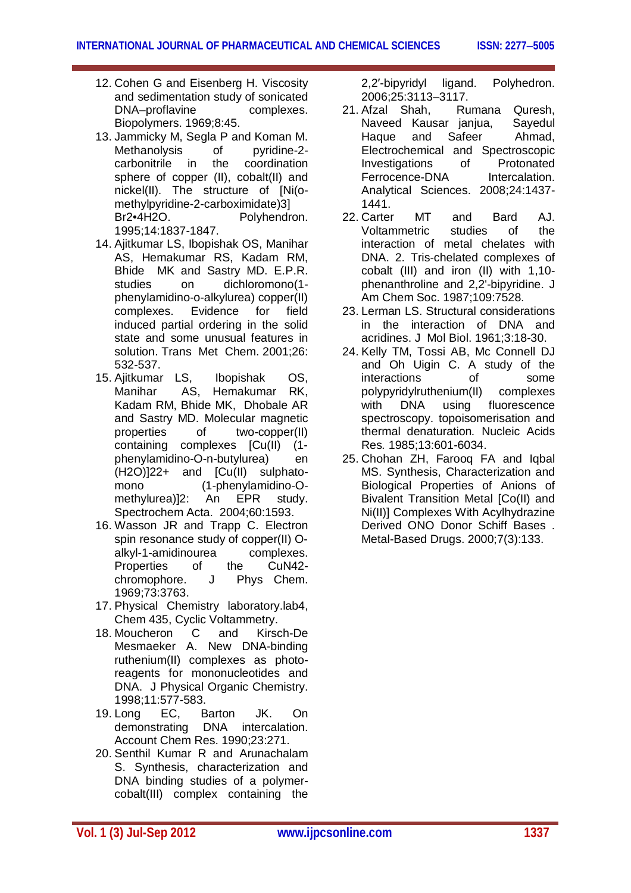12. Cohen G and Eisenberg H. Viscosity and sedimentation study of sonicated DNA–proflavine complexes. Biopolymers. 1969;8:45.
13. Jammicky M, Segla P and Koman M. Methanolysis of pyridine-2-carbonitrile in the coordination sphere of copper (II), cobalt(II) and nickel(II). The structure of [Ni(o-methylpyridine-2-carboximidate)3] Br2•4H2O. Polyhendron. 1995;14:1837-1847.
14. Ajitkumar LS, Ibopishak OS, Manihar AS, Hemakumar RS, Kadam RM, Bhide MK and Sastry MD. E.P.R. studies on dichloromono(1-phenylamidino-o-alkylurea) copper(II) complexes. Evidence for field induced partial ordering in the solid state and some unusual features in solution. Trans Met Chem. 2001;26: 532-537.
15. Ajitkumar LS, Ibopishak OS, Manihar AS, Hemakumar RK, Kadam RM, Bhide MK, Dhobale AR and Sastry MD. Molecular magnetic properties of two-copper(II) containing complexes [Cu(II) (1-phenylamidino-O-n-butylurea) en (H2O)]22+ and [Cu(II) sulphato-mono (1-phenylamidino-O-methylurea)]2: An EPR study. Spectrochem Acta. 2004;60:1593.
16. Wasson JR and Trapp C. Electron spin resonance study of copper(II) O-alkyl-1-amidinourea complexes. Properties of the CuN42-chromophore. J Phys Chem. 1969;73:3763.
17. Physical Chemistry laboratory.lab4, Chem 435, Cyclic Voltammetry.
18. Moucheron C and Kirsch-De Mesmaeker A. New DNA-binding ruthenium(II) complexes as photo-reagents for mononucleotides and DNA. J Physical Organic Chemistry. 1998;11:577-583.
19. Long EC, Barton JK. On demonstrating DNA intercalation. Account Chem Res. 1990;23:271.
20. Senthil Kumar R and Arunachalam S. Synthesis, characterization and DNA binding studies of a polymer-cobalt(III) complex containing the 2,2′-bipyridyl ligand. Polyhedron. 2006;25:3113–3117.
21. Afzal Shah, Rumana Quresh, Naveed Kausar janjua, Sayedul Haque and Safeer Ahmad, Electrochemical and Spectroscopic Investigations of Protonated Ferrocence-DNA Intercalation. Analytical Sciences. 2008;24:1437-1441.
22. Carter MT and Bard AJ. Voltammetric studies of the interaction of metal chelates with DNA. 2. Tris-chelated complexes of cobalt (III) and iron (II) with 1,10-phenanthroline and 2,2'-bipyridine. J Am Chem Soc. 1987;109:7528.
23. Lerman LS. Structural considerations in the interaction of DNA and acridines. J Mol Biol. 1961;3:18-30.
24. Kelly TM, Tossi AB, Mc Connell DJ and Oh Uigin C. A study of the interactions of some polypyridylruthenium(II) complexes with DNA using fluorescence spectroscopy. topoisomerisation and thermal denaturation. Nucleic Acids Res. 1985;13:601-6034.
25. Chohan ZH, Farooq FA and Iqbal MS. Synthesis, Characterization and Biological Properties of Anions of Bivalent Transition Metal [Co(II) and Ni(II)] Complexes With Acylhydrazine Derived ONO Donor Schiff Bases . Metal-Based Drugs. 2000;7(3):133.